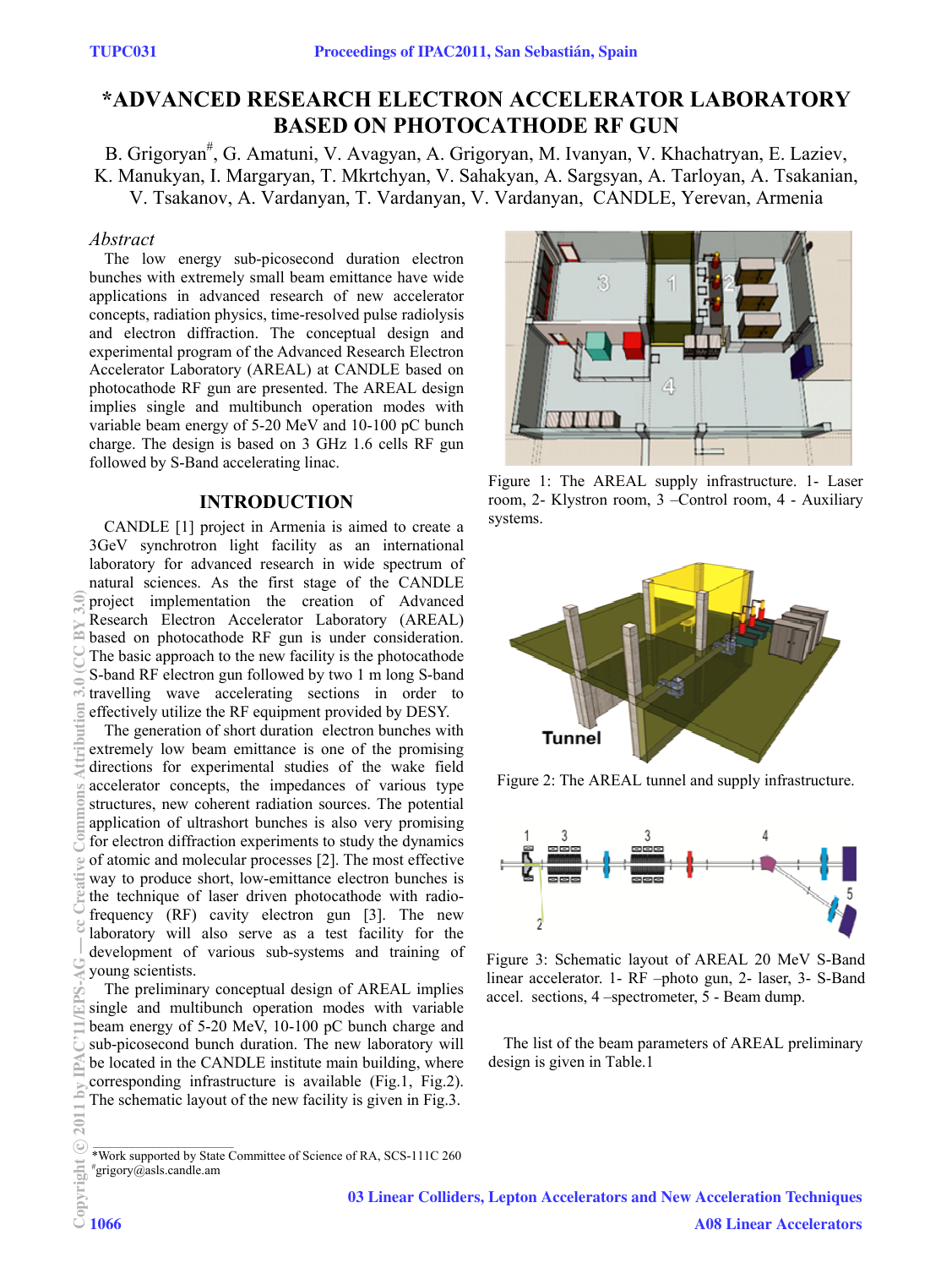# *ADVANCED RESEARCH ELECTRON ACCELERATOR LABORATORY BASED ON PHOTOCATHODE RF GUN

B. Grigoryan#, G. Amatuni, V. Avagyan, A. Grigoryan, M. Ivanyan, V. Khachatryan, E. Laziev, K. Manukyan, I. Margaryan, T. Mkrtchyan, V. Sahakyan, A. Sargsyan, A. Tarloyan, A. Tsakanian, V. Tsakanov, A. Vardanyan, T. Vardanyan, V. Vardanyan, CANDLE, Yerevan, Armenia

## *Abstract*

The low energy sub-picosecond duration electron bunches with extremely small beam emittance have wide applications in advanced research of new accelerator concepts, radiation physics, time-resolved pulse radiolysis and electron diffraction. The conceptual design and experimental program of the Advanced Research Electron Accelerator Laboratory (AREAL) at CANDLE based on photocathode RF gun are presented. The AREAL design implies single and multibunch operation modes with variable beam energy of 5-20 MeV and 10-100 pC bunch charge. The design is based on 3 GHz 1.6 cells RF gun followed by S-Band accelerating linac.

## INTRODUCTION

CANDLE [1] project in Armenia is aimed to create a 3GeV synchrotron light facility as an international laboratory for advanced research in wide spectrum of natural sciences. As the first stage of the CANDLE project implementation the creation of Advanced Research Electron Accelerator Laboratory (AREAL) based on photocathode RF gun is under consideration. The basic approach to the new facility is the photocathode S-band RF electron gun followed by two 1 m long S-band travelling wave accelerating sections in order to effectively utilize the RF equipment provided by DESY.

The generation of short duration electron bunches with extremely low beam emittance is one of the promising directions for experimental studies of the wake field accelerator concepts, the impedances of various type structures, new coherent radiation sources. The potential application of ultrashort bunches is also very promising for electron diffraction experiments to study the dynamics of atomic and molecular processes [2]. The most effective way to produce short, low-emittance electron bunches is the technique of laser driven photocathode with radio-frequency (RF) cavity electron gun [3]. The new laboratory will also serve as a test facility for the development of various sub-systems and training of young scientists.

The preliminary conceptual design of AREAL implies single and multibunch operation modes with variable beam energy of 5-20 MeV, 10-100 pC bunch charge and sub-picosecond bunch duration. The new laboratory will be located in the CANDLE institute main building, where corresponding infrastructure is available (Fig.1, Fig.2). The schematic layout of the new facility is given in Fig.3.

Figure 1: The AREAL supply infrastructure. 1- Laser room, 2- Klystron room, 3 –Control room, 4 - Auxiliary systems.

Figure 2: The AREAL tunnel and supply infrastructure.

Figure 3: Schematic layout of AREAL 20 MeV S-Band linear accelerator. 1- RF –photo gun, 2- laser, 3- S-Band accel. sections, 4 –spectrometer, 5 - Beam dump.

The list of the beam parameters of AREAL preliminary design is given in Table.1

*Work supported by State Committee of Science of RA, SCS-111C 260
#grigory@asls.candle.am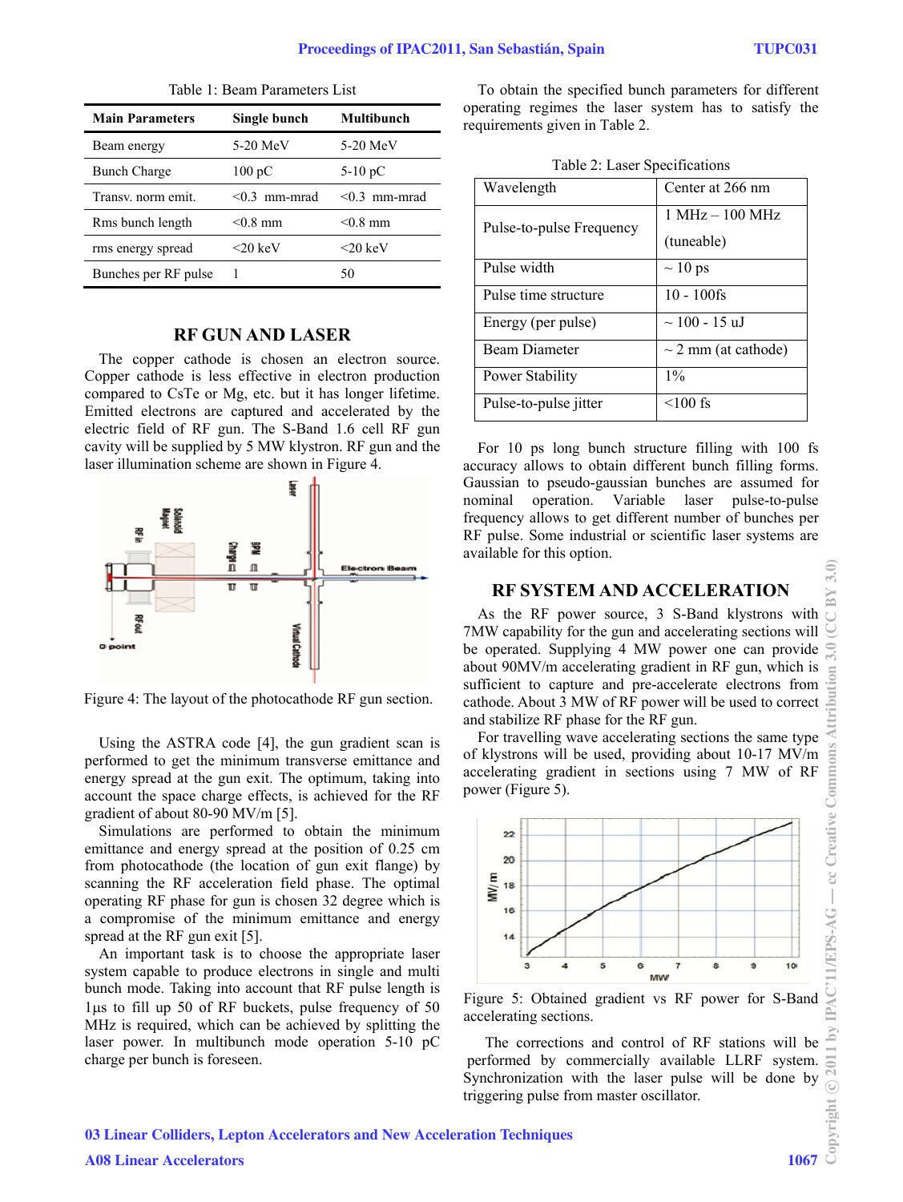Table 1: Beam Parameters List

| Main Parameters | Single bunch | Multibunch |
| --- | --- | --- |
| Beam energy | 5-20 MeV | 5-20 MeV |
| Bunch Charge | 100 pC | 5-10 pC |
| Transv. norm emit. | <0.3 mm-mrad | <0.3 mm-mrad |
| Rms bunch length | <0.8 mm | <0.8 mm |
| rms energy spread | <20 keV | <20 keV |
| Bunches per RF pulse | 1 | 50 |

## RF GUN AND LASER

The copper cathode is chosen an electron source. Copper cathode is less effective in electron production compared to CsTe or Mg, etc. but it has longer lifetime. Emitted electrons are captured and accelerated by the electric field of RF gun. The S-Band 1.6 cell RF gun cavity will be supplied by 5 MW klystron. RF gun and the laser illumination scheme are shown in Figure 4.

Figure 4: The layout of the photocathode RF gun section.

Using the ASTRA code [4], the gun gradient scan is performed to get the minimum transverse emittance and energy spread at the gun exit. The optimum, taking into account the space charge effects, is achieved for the RF gradient of about 80-90 MV/m [5].

Simulations are performed to obtain the minimum emittance and energy spread at the position of 0.25 cm from photocathode (the location of gun exit flange) by scanning the RF acceleration field phase. The optimal operating RF phase for gun is chosen 32 degree which is a compromise of the minimum emittance and energy spread at the RF gun exit [5].

An important task is to choose the appropriate laser system capable to produce electrons in single and multi bunch mode. Taking into account that RF pulse length is 1μs to fill up 50 of RF buckets, pulse frequency of 50 MHz is required, which can be achieved by splitting the laser power. In multibunch mode operation 5-10 pC charge per bunch is foreseen.

To obtain the specified bunch parameters for different operating regimes the laser system has to satisfy the requirements given in Table 2.

Table 2: Laser Specifications

| Wavelength | Center at 266 nm |
| --- | --- |
| Pulse-to-pulse Frequency | 1 MHz – 100 MHz (tuneable) |
| Pulse width | ~ 10 ps |
| Pulse time structure | 10 - 100fs |
| Energy (per pulse) | ~ 100 - 15 uJ |
| Beam Diameter | ~ 2 mm (at cathode) |
| Power Stability | 1% |
| Pulse-to-pulse jitter | <100 fs |

For 10 ps long bunch structure filling with 100 fs accuracy allows to obtain different bunch filling forms. Gaussian to pseudo-gaussian bunches are assumed for nominal operation. Variable laser pulse-to-pulse frequency allows to get different number of bunches per RF pulse. Some industrial or scientific laser systems are available for this option.

## RF SYSTEM AND ACCELERATION

As the RF power source, 3 S-Band klystrons with 7MW capability for the gun and accelerating sections will be operated. Supplying 4 MW power one can provide about 90MV/m accelerating gradient in RF gun, which is sufficient to capture and pre-accelerate electrons from cathode. About 3 MW of RF power will be used to correct and stabilize RF phase for the RF gun.

For travelling wave accelerating sections the same type of klystrons will be used, providing about 10-17 MV/m accelerating gradient in sections using 7 MW of RF power (Figure 5).

Figure 5: Obtained gradient vs RF power for S-Band accelerating sections.

The corrections and control of RF stations will be performed by commercially available LLRF system. Synchronization with the laser pulse will be done by triggering pulse from master oscillator.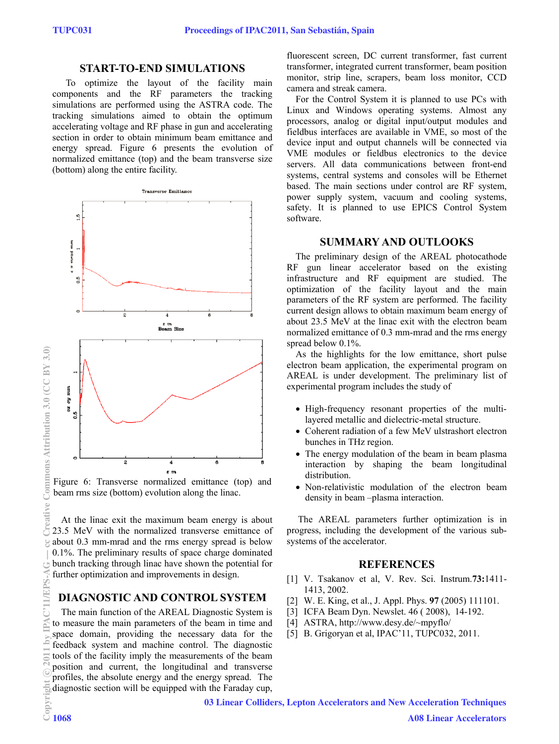## START-TO-END SIMULATIONS

To optimize the layout of the facility main components and the RF parameters the tracking simulations are performed using the ASTRA code. The tracking simulations aimed to obtain the optimum accelerating voltage and RF phase in gun and accelerating section in order to obtain minimum beam emittance and energy spread. Figure 6 presents the evolution of normalized emittance (top) and the beam transverse size (bottom) along the entire facility.

Transverse Emittance

ε π mrad mm

0
0.5
1
1.5

2
4
6
8

z m

Beam Size

σx σy mm

0
0.5
1

2
4
6
8

z m

Figure 6: Transverse normalized emittance (top) and beam rms size (bottom) evolution along the linac.

At the linac exit the maximum beam energy is about 23.5 MeV with the normalized transverse emittance of about 0.3 mm-mrad and the rms energy spread is below 0.1%. The preliminary results of space charge dominated bunch tracking through linac have shown the potential for further optimization and improvements in design.

## DIAGNOSTIC AND CONTROL SYSTEM

The main function of the AREAL Diagnostic System is to measure the main parameters of the beam in time and space domain, providing the necessary data for the feedback system and machine control. The diagnostic tools of the facility imply the measurements of the beam position and current, the longitudinal and transverse profiles, the absolute energy and the energy spread. The diagnostic section will be equipped with the Faraday cup, fluorescent screen, DC current transformer, fast current transformer, integrated current transformer, beam position monitor, strip line, scrapers, beam loss monitor, CCD camera and streak camera.

For the Control System it is planned to use PCs with Linux and Windows operating systems. Almost any processors, analog or digital input/output modules and fieldbus interfaces are available in VME, so most of the device input and output channels will be connected via VME modules or fieldbus electronics to the device servers. All data communications between front-end systems, central systems and consoles will be Ethernet based. The main sections under control are RF system, power supply system, vacuum and cooling systems, safety. It is planned to use EPICS Control System software.

## SUMMARY AND OUTLOOKS

The preliminary design of the AREAL photocathode RF gun linear accelerator based on the existing infrastructure and RF equipment are studied. The optimization of the facility layout and the main parameters of the RF system are performed. The facility current design allows to obtain maximum beam energy of about 23.5 MeV at the linac exit with the electron beam normalized emittance of 0.3 mm-mrad and the rms energy spread below 0.1%.

As the highlights for the low emittance, short pulse electron beam application, the experimental program on AREAL is under development. The preliminary list of experimental program includes the study of

- High-frequency resonant properties of the multi-layered metallic and dielectric-metal structure.
- Coherent radiation of a few MeV ultrashort electron bunches in THz region.
- The energy modulation of the beam in beam plasma interaction by shaping the beam longitudinal distribution.
- Non-relativistic modulation of the electron beam density in beam –plasma interaction.

The AREAL parameters further optimization is in progress, including the development of the various sub-systems of the accelerator.

## REFERENCES

[1] V. Tsakanov et al, V. Rev. Sci. Instrum.**73:**1411-1413, 2002.

[2] W. E. King, et al., J. Appl. Phys. **97** (2005) 111101.

[3] ICFA Beam Dyn. Newslet. 46 ( 2008), 14-192.

[4] ASTRA, http://www.desy.de/~mpyflo/

[5] B. Grigoryan et al, IPAC'11, TUPC032, 2011.